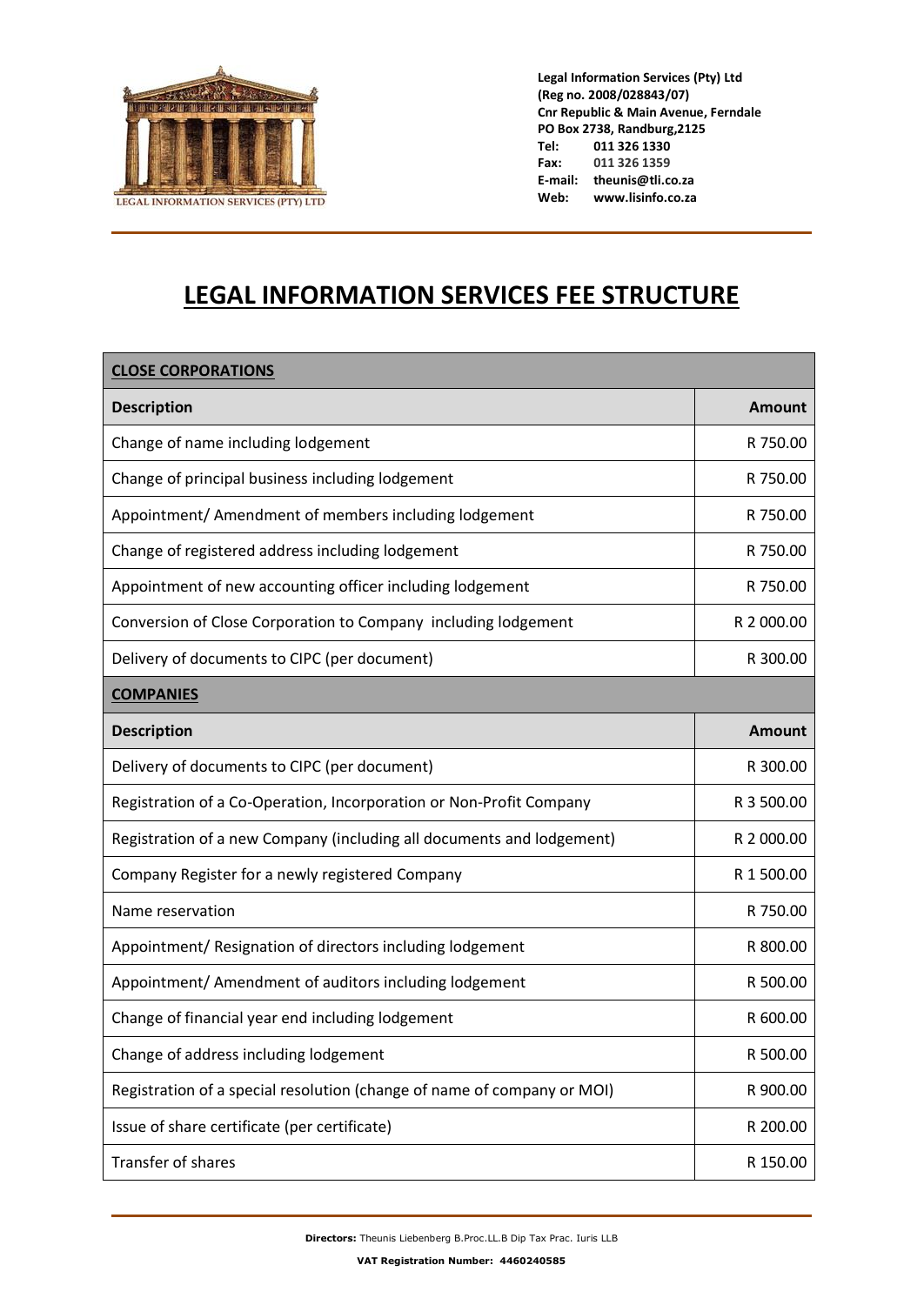**Legal Information Services (Pty) Ltd**
**(Reg no. 2008/028843/07)**
**Cnr Republic & Main Avenue, Ferndale**
**PO Box 2738, Randburg,2125**
**Tel:** 011 326 1330
**Fax:** 011 326 1359
**E-mail:** theunis@tli.co.za
**Web:** www.lisinfo.co.za

# LEGAL INFORMATION SERVICES FEE STRUCTURE

| **CLOSE CORPORATIONS** | |
|---|---|
| **Description** | **Amount** |
| Change of name including lodgement | R 750.00 |
| Change of principal business including lodgement | R 750.00 |
| Appointment/ Amendment of members including lodgement | R 750.00 |
| Change of registered address including lodgement | R 750.00 |
| Appointment of new accounting officer including lodgement | R 750.00 |
| Conversion of Close Corporation to Company including lodgement | R 2 000.00 |
| Delivery of documents to CIPC (per document) | R 300.00 |
| **COMPANIES** | |
| **Description** | **Amount** |
| Delivery of documents to CIPC (per document) | R 300.00 |
| Registration of a Co-Operation, Incorporation or Non-Profit Company | R 3 500.00 |
| Registration of a new Company (including all documents and lodgement) | R 2 000.00 |
| Company Register for a newly registered Company | R 1 500.00 |
| Name reservation | R 750.00 |
| Appointment/ Resignation of directors including lodgement | R 800.00 |
| Appointment/ Amendment of auditors including lodgement | R 500.00 |
| Change of financial year end including lodgement | R 600.00 |
| Change of address including lodgement | R 500.00 |
| Registration of a special resolution (change of name of company or MOI) | R 900.00 |
| Issue of share certificate (per certificate) | R 200.00 |
| Transfer of shares | R 150.00 |

**Directors:** Theunis Liebenberg B.Proc.LL.B Dip Tax Prac. Iuris LLB

**VAT Registration Number: 4460240585**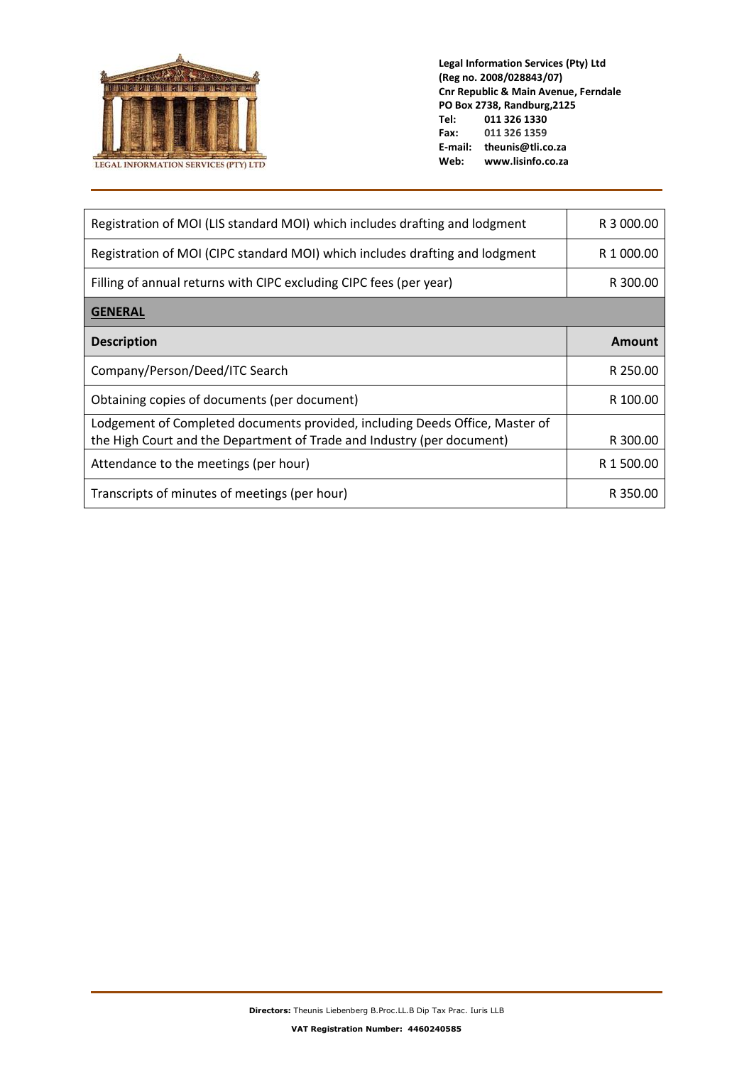| | |
|---|---|
| Registration of MOI (LIS standard MOI) which includes drafting and lodgment | R 3 000.00 |
| Registration of MOI (CIPC standard MOI) which includes drafting and lodgment | R 1 000.00 |
| Filling of annual returns with CIPC excluding CIPC fees (per year) | R 300.00 |
| **GENERAL** | |
| **Description** | **Amount** |
| Company/Person/Deed/ITC Search | R 250.00 |
| Obtaining copies of documents (per document) | R 100.00 |
| Lodgement of Completed documents provided, including Deeds Office, Master of the High Court and the Department of Trade and Industry (per document) | R 300.00 |
| Attendance to the meetings (per hour) | R 1 500.00 |
| Transcripts of minutes of meetings (per hour) | R 350.00 |